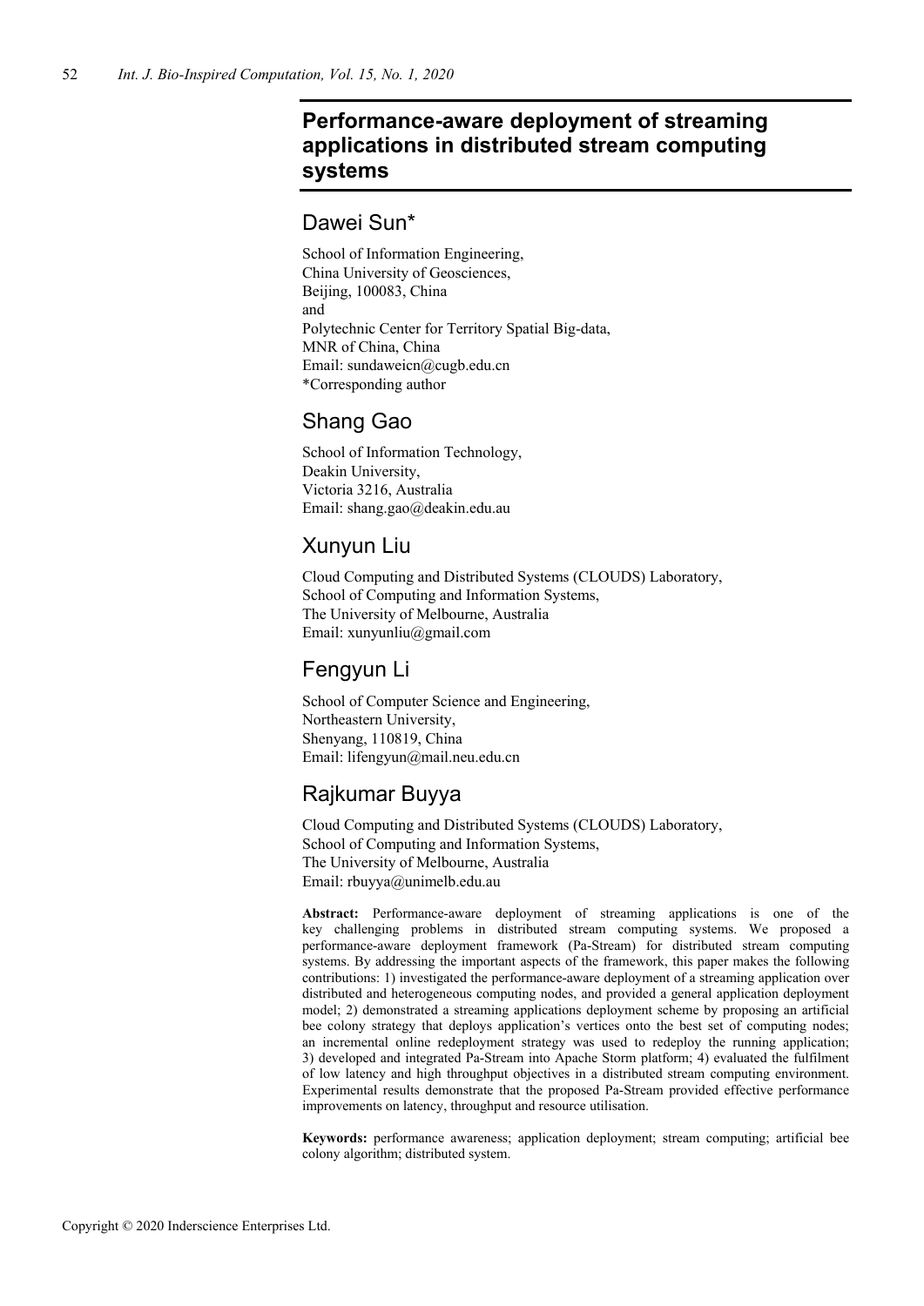# Performance-aware deployment of streaming applications in distributed stream computing systems

## Dawei Sun*

School of Information Engineering,
China University of Geosciences,
Beijing, 100083, China
and
Polytechnic Center for Territory Spatial Big-data,
MNR of China, China
Email: sundaweicn@cugb.edu.cn
*Corresponding author

## Shang Gao

School of Information Technology,
Deakin University,
Victoria 3216, Australia
Email: shang.gao@deakin.edu.au

## Xunyun Liu

Cloud Computing and Distributed Systems (CLOUDS) Laboratory,
School of Computing and Information Systems,
The University of Melbourne, Australia
Email: xunyunliu@gmail.com

## Fengyun Li

School of Computer Science and Engineering,
Northeastern University,
Shenyang, 110819, China
Email: lifengyun@mail.neu.edu.cn

## Rajkumar Buyya

Cloud Computing and Distributed Systems (CLOUDS) Laboratory,
School of Computing and Information Systems,
The University of Melbourne, Australia
Email: rbuyya@unimelb.edu.au

**Abstract:** Performance-aware deployment of streaming applications is one of the key challenging problems in distributed stream computing systems. We proposed a performance-aware deployment framework (Pa-Stream) for distributed stream computing systems. By addressing the important aspects of the framework, this paper makes the following contributions: 1) investigated the performance-aware deployment of a streaming application over distributed and heterogeneous computing nodes, and provided a general application deployment model; 2) demonstrated a streaming applications deployment scheme by proposing an artificial bee colony strategy that deploys application's vertices onto the best set of computing nodes; an incremental online redeployment strategy was used to redeploy the running application; 3) developed and integrated Pa-Stream into Apache Storm platform; 4) evaluated the fulfilment of low latency and high throughput objectives in a distributed stream computing environment. Experimental results demonstrate that the proposed Pa-Stream provided effective performance improvements on latency, throughput and resource utilisation.

**Keywords:** performance awareness; application deployment; stream computing; artificial bee colony algorithm; distributed system.

Copyright © 2020 Inderscience Enterprises Ltd.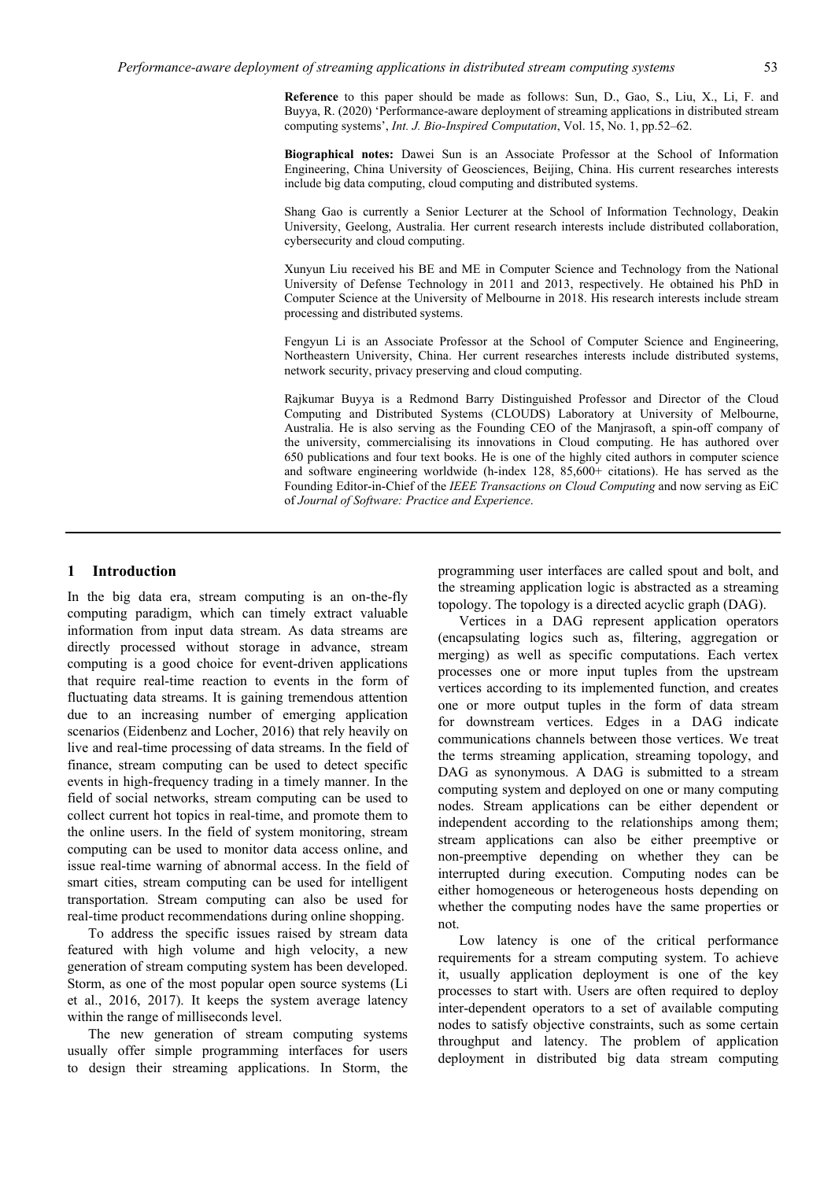**Reference** to this paper should be made as follows: Sun, D., Gao, S., Liu, X., Li, F. and Buyya, R. (2020) 'Performance-aware deployment of streaming applications in distributed stream computing systems', *Int. J. Bio-Inspired Computation*, Vol. 15, No. 1, pp.52–62.

**Biographical notes:** Dawei Sun is an Associate Professor at the School of Information Engineering, China University of Geosciences, Beijing, China. His current researches interests include big data computing, cloud computing and distributed systems.

Shang Gao is currently a Senior Lecturer at the School of Information Technology, Deakin University, Geelong, Australia. Her current research interests include distributed collaboration, cybersecurity and cloud computing.

Xunyun Liu received his BE and ME in Computer Science and Technology from the National University of Defense Technology in 2011 and 2013, respectively. He obtained his PhD in Computer Science at the University of Melbourne in 2018. His research interests include stream processing and distributed systems.

Fengyun Li is an Associate Professor at the School of Computer Science and Engineering, Northeastern University, China. Her current researches interests include distributed systems, network security, privacy preserving and cloud computing.

Rajkumar Buyya is a Redmond Barry Distinguished Professor and Director of the Cloud Computing and Distributed Systems (CLOUDS) Laboratory at University of Melbourne, Australia. He is also serving as the Founding CEO of the Manjrasoft, a spin-off company of the university, commercialising its innovations in Cloud computing. He has authored over 650 publications and four text books. He is one of the highly cited authors in computer science and software engineering worldwide (h-index 128, 85,600+ citations). He has served as the Founding Editor-in-Chief of the *IEEE Transactions on Cloud Computing* and now serving as EiC of *Journal of Software: Practice and Experience*.

## 1 Introduction

In the big data era, stream computing is an on-the-fly computing paradigm, which can timely extract valuable information from input data stream. As data streams are directly processed without storage in advance, stream computing is a good choice for event-driven applications that require real-time reaction to events in the form of fluctuating data streams. It is gaining tremendous attention due to an increasing number of emerging application scenarios (Eidenbenz and Locher, 2016) that rely heavily on live and real-time processing of data streams. In the field of finance, stream computing can be used to detect specific events in high-frequency trading in a timely manner. In the field of social networks, stream computing can be used to collect current hot topics in real-time, and promote them to the online users. In the field of system monitoring, stream computing can be used to monitor data access online, and issue real-time warning of abnormal access. In the field of smart cities, stream computing can be used for intelligent transportation. Stream computing can also be used for real-time product recommendations during online shopping.

To address the specific issues raised by stream data featured with high volume and high velocity, a new generation of stream computing system has been developed. Storm, as one of the most popular open source systems (Li et al., 2016, 2017). It keeps the system average latency within the range of milliseconds level.

The new generation of stream computing systems usually offer simple programming interfaces for users to design their streaming applications. In Storm, the programming user interfaces are called spout and bolt, and the streaming application logic is abstracted as a streaming topology. The topology is a directed acyclic graph (DAG).

Vertices in a DAG represent application operators (encapsulating logics such as, filtering, aggregation or merging) as well as specific computations. Each vertex processes one or more input tuples from the upstream vertices according to its implemented function, and creates one or more output tuples in the form of data stream for downstream vertices. Edges in a DAG indicate communications channels between those vertices. We treat the terms streaming application, streaming topology, and DAG as synonymous. A DAG is submitted to a stream computing system and deployed on one or many computing nodes. Stream applications can be either dependent or independent according to the relationships among them; stream applications can also be either preemptive or non-preemptive depending on whether they can be interrupted during execution. Computing nodes can be either homogeneous or heterogeneous hosts depending on whether the computing nodes have the same properties or not.

Low latency is one of the critical performance requirements for a stream computing system. To achieve it, usually application deployment is one of the key processes to start with. Users are often required to deploy inter-dependent operators to a set of available computing nodes to satisfy objective constraints, such as some certain throughput and latency. The problem of application deployment in distributed big data stream computing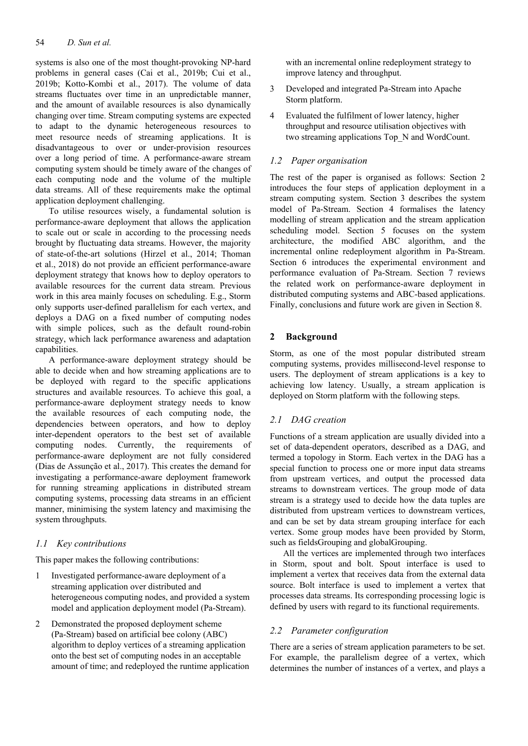systems is also one of the most thought-provoking NP-hard problems in general cases (Cai et al., 2019b; Cui et al., 2019b; Kotto-Kombi et al., 2017). The volume of data streams fluctuates over time in an unpredictable manner, and the amount of available resources is also dynamically changing over time. Stream computing systems are expected to adapt to the dynamic heterogeneous resources to meet resource needs of streaming applications. It is disadvantageous to over or under-provision resources over a long period of time. A performance-aware stream computing system should be timely aware of the changes of each computing node and the volume of the multiple data streams. All of these requirements make the optimal application deployment challenging.

To utilise resources wisely, a fundamental solution is performance-aware deployment that allows the application to scale out or scale in according to the processing needs brought by fluctuating data streams. However, the majority of state-of-the-art solutions (Hirzel et al., 2014; Thoman et al., 2018) do not provide an efficient performance-aware deployment strategy that knows how to deploy operators to available resources for the current data stream. Previous work in this area mainly focuses on scheduling. E.g., Storm only supports user-defined parallelism for each vertex, and deploys a DAG on a fixed number of computing nodes with simple polices, such as the default round-robin strategy, which lack performance awareness and adaptation capabilities.

A performance-aware deployment strategy should be able to decide when and how streaming applications are to be deployed with regard to the specific applications structures and available resources. To achieve this goal, a performance-aware deployment strategy needs to know the available resources of each computing node, the dependencies between operators, and how to deploy inter-dependent operators to the best set of available computing nodes. Currently, the requirements of performance-aware deployment are not fully considered (Dias de Assunção et al., 2017). This creates the demand for investigating a performance-aware deployment framework for running streaming applications in distributed stream computing systems, processing data streams in an efficient manner, minimising the system latency and maximising the system throughputs.

### *1.1 Key contributions*

This paper makes the following contributions:

1. Investigated performance-aware deployment of a streaming application over distributed and heterogeneous computing nodes, and provided a system model and application deployment model (Pa-Stream).
2. Demonstrated the proposed deployment scheme (Pa-Stream) based on artificial bee colony (ABC) algorithm to deploy vertices of a streaming application onto the best set of computing nodes in an acceptable amount of time; and redeployed the runtime application with an incremental online redeployment strategy to improve latency and throughput.
3. Developed and integrated Pa-Stream into Apache Storm platform.
4. Evaluated the fulfilment of lower latency, higher throughput and resource utilisation objectives with two streaming applications Top_N and WordCount.

### *1.2 Paper organisation*

The rest of the paper is organised as follows: Section 2 introduces the four steps of application deployment in a stream computing system. Section 3 describes the system model of Pa-Stream. Section 4 formalises the latency modelling of stream application and the stream application scheduling model. Section 5 focuses on the system architecture, the modified ABC algorithm, and the incremental online redeployment algorithm in Pa-Stream. Section 6 introduces the experimental environment and performance evaluation of Pa-Stream. Section 7 reviews the related work on performance-aware deployment in distributed computing systems and ABC-based applications. Finally, conclusions and future work are given in Section 8.

## 2 Background

Storm, as one of the most popular distributed stream computing systems, provides millisecond-level response to users. The deployment of stream applications is a key to achieving low latency. Usually, a stream application is deployed on Storm platform with the following steps.

### *2.1 DAG creation*

Functions of a stream application are usually divided into a set of data-dependent operators, described as a DAG, and termed a topology in Storm. Each vertex in the DAG has a special function to process one or more input data streams from upstream vertices, and output the processed data streams to downstream vertices. The group mode of data stream is a strategy used to decide how the data tuples are distributed from upstream vertices to downstream vertices, and can be set by data stream grouping interface for each vertex. Some group modes have been provided by Storm, such as fieldsGrouping and globalGrouping.

All the vertices are implemented through two interfaces in Storm, spout and bolt. Spout interface is used to implement a vertex that receives data from the external data source. Bolt interface is used to implement a vertex that processes data streams. Its corresponding processing logic is defined by users with regard to its functional requirements.

### *2.2 Parameter configuration*

There are a series of stream application parameters to be set. For example, the parallelism degree of a vertex, which determines the number of instances of a vertex, and plays a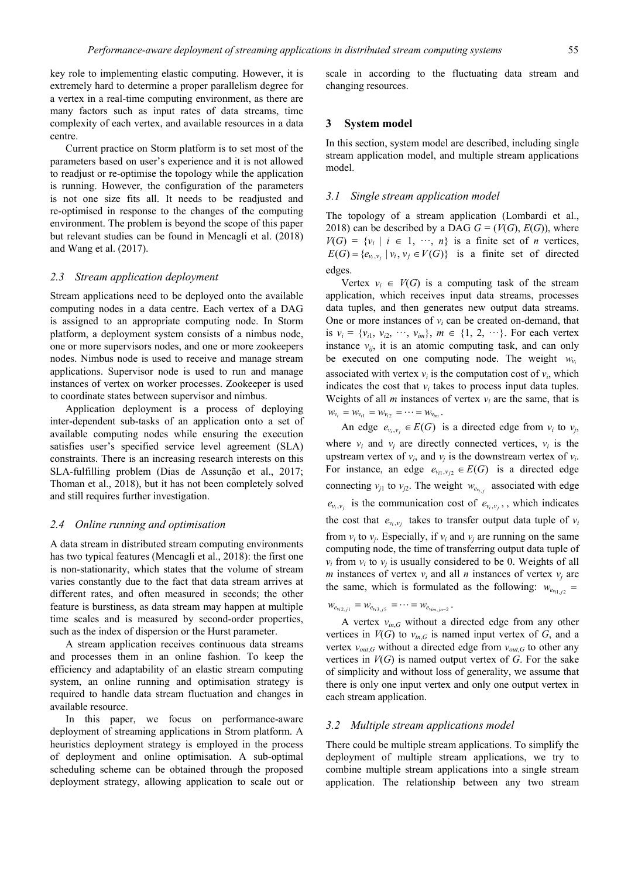key role to implementing elastic computing. However, it is extremely hard to determine a proper parallelism degree for a vertex in a real-time computing environment, as there are many factors such as input rates of data streams, time complexity of each vertex, and available resources in a data centre.

Current practice on Storm platform is to set most of the parameters based on user's experience and it is not allowed to readjust or re-optimise the topology while the application is running. However, the configuration of the parameters is not one size fits all. It needs to be readjusted and re-optimised in response to the changes of the computing environment. The problem is beyond the scope of this paper but relevant studies can be found in Mencagli et al. (2018) and Wang et al. (2017).

### 2.3 Stream application deployment

Stream applications need to be deployed onto the available computing nodes in a data centre. Each vertex of a DAG is assigned to an appropriate computing node. In Storm platform, a deployment system consists of a nimbus node, one or more supervisors nodes, and one or more zookeepers nodes. Nimbus node is used to receive and manage stream applications. Supervisor node is used to run and manage instances of vertex on worker processes. Zookeeper is used to coordinate states between supervisor and nimbus.

Application deployment is a process of deploying inter-dependent sub-tasks of an application onto a set of available computing nodes while ensuring the execution satisfies user's specified service level agreement (SLA) constraints. There is an increasing research interests on this SLA-fulfilling problem (Dias de Assunção et al., 2017; Thoman et al., 2018), but it has not been completely solved and still requires further investigation.

### 2.4 Online running and optimisation

A data stream in distributed stream computing environments has two typical features (Mencagli et al., 2018): the first one is non-stationarity, which states that the volume of stream varies constantly due to the fact that data stream arrives at different rates, and often measured in seconds; the other feature is burstiness, as data stream may happen at multiple time scales and is measured by second-order properties, such as the index of dispersion or the Hurst parameter.

A stream application receives continuous data streams and processes them in an online fashion. To keep the efficiency and adaptability of an elastic stream computing system, an online running and optimisation strategy is required to handle data stream fluctuation and changes in available resource.

In this paper, we focus on performance-aware deployment of streaming applications in Strom platform. A heuristics deployment strategy is employed in the process of deployment and online optimisation. A sub-optimal scheduling scheme can be obtained through the proposed deployment strategy, allowing application to scale out or scale in according to the fluctuating data stream and changing resources.

## 3 System model

In this section, system model are described, including single stream application model, and multiple stream applications model.

### 3.1 Single stream application model

The topology of a stream application (Lombardi et al., 2018) can be described by a DAG $G = (V(G), E(G))$, where $V(G) = \{v_i \mid i \in 1, \cdots, n\}$ is a finite set of $n$ vertices, $E(G) = \{e_{v_i,v_j} \mid v_i, v_j \in V(G)\}$ is a finite set of directed edges.

Vertex $v_i \in V(G)$ is a computing task of the stream application, which receives input data streams, processes data tuples, and then generates new output data streams. One or more instances of $v_i$ can be created on-demand, that is $v_i = \{v_{i1}, v_{i2}, \cdots, v_{im}\}$, $m \in \{1, 2, \cdots\}$. For each vertex instance $v_{ij}$, it is an atomic computing task, and can only be executed on one computing node. The weight $w_{v_i}$ associated with vertex $v_i$ is the computation cost of $v_i$, which indicates the cost that $v_i$ takes to process input data tuples. Weights of all $m$ instances of vertex $v_i$ are the same, that is $w_{v_i} = w_{v_{i1}} = w_{v_{i2}} = \cdots = w_{v_{im}}$.

An edge $e_{v_i,v_j} \in E(G)$ is a directed edge from $v_i$ to $v_j$, where $v_i$ and $v_j$ are directly connected vertices, $v_i$ is the upstream vertex of $v_j$, and $v_j$ is the downstream vertex of $v_i$. For instance, an edge $e_{v_{i1},v_{j2}} \in E(G)$ is a directed edge connecting $v_{j1}$ to $v_{j2}$. The weight $w_{e_{v_{i,j}}}$ associated with edge $e_{v_i,v_j}$ is the communication cost of $e_{v_i,v_j}$, , which indicates the cost that $e_{v_i,v_j}$ takes to transfer output data tuple of $v_i$ from $v_i$ to $v_j$. Especially, if $v_i$ and $v_j$ are running on the same computing node, the time of transferring output data tuple of $v_i$ from $v_i$ to $v_j$ is usually considered to be 0. Weights of all $m$ instances of vertex $v_i$ and all $n$ instances of vertex $v_j$ are the same, which is formulated as the following: $w_{e_{v_{i1,j2}}} = w_{e_{vi2,j1}} = w_{e_{vi3,j5}} = \cdots = w_{e_{vim,jn-2}}$.

A vertex $v_{in,G}$ without a directed edge from any other vertices in $V(G)$ to $v_{in,G}$ is named input vertex of $G$, and a vertex $v_{out,G}$ without a directed edge from $v_{out,G}$ to other any vertices in $V(G)$ is named output vertex of $G$. For the sake of simplicity and without loss of generality, we assume that there is only one input vertex and only one output vertex in each stream application.

### 3.2 Multiple stream applications model

There could be multiple stream applications. To simplify the deployment of multiple stream applications, we try to combine multiple stream applications into a single stream application. The relationship between any two stream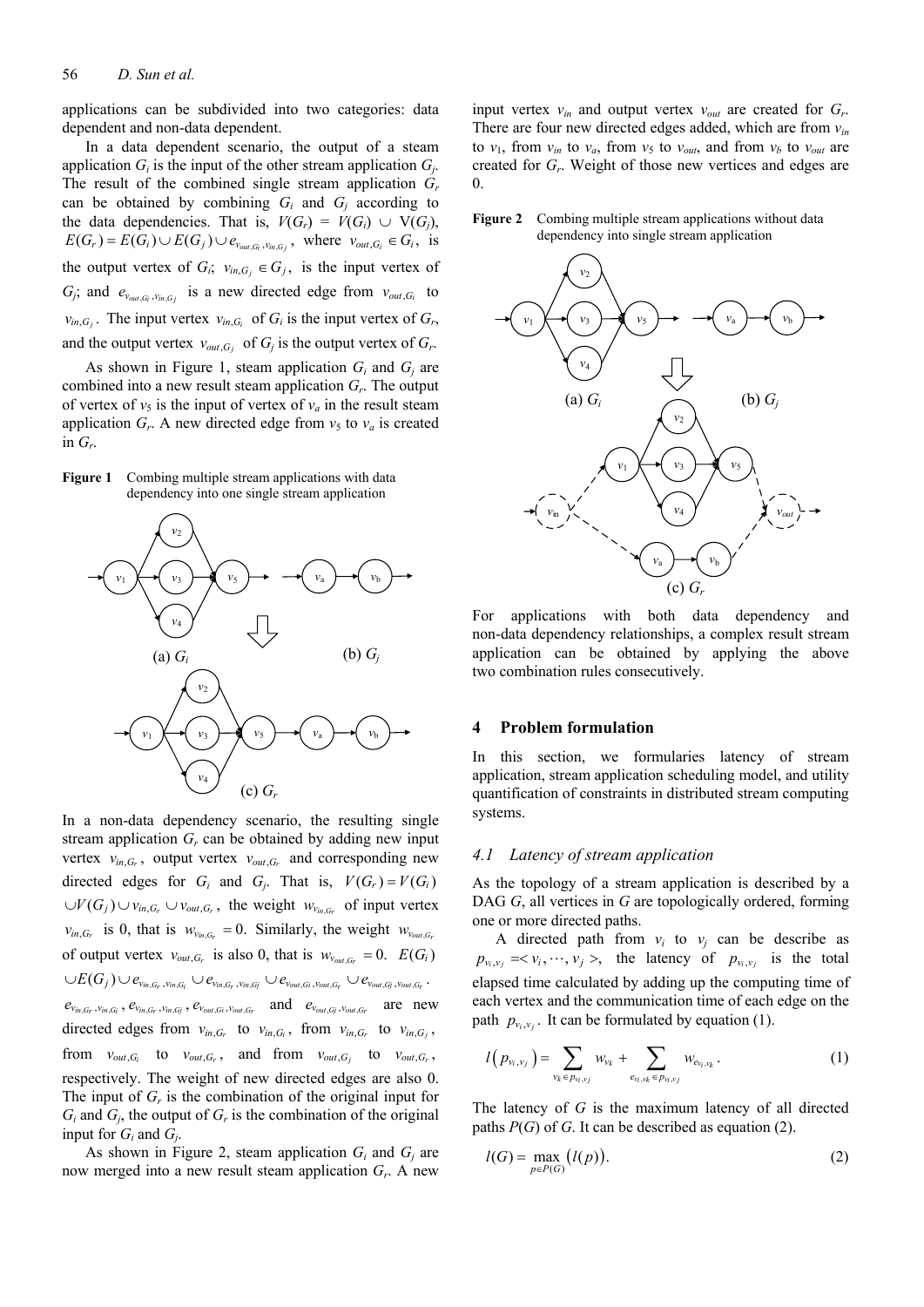applications can be subdivided into two categories: data dependent and non-data dependent.

In a data dependent scenario, the output of a steam application $G_i$ is the input of the other stream application $G_j$. The result of the combined single stream application $G_r$ can be obtained by combining $G_i$ and $G_j$ according to the data dependencies. That is, $V(G_r) = V(G_i) \cup V(G_j)$, $E(G_r) = E(G_i) \cup E(G_j) \cup e_{v_{out,G_i}, v_{in,G_j}}$, where $v_{out,G_i} \in G_i$, is the output vertex of $G_i$; $v_{in,G_j} \in G_j$, is the input vertex of $G_j$; and $e_{v_{out,G_i}, v_{in,G_j}}$ is a new directed edge from $v_{out,G_i}$ to $v_{in,G_j}$. The input vertex $v_{in,G_i}$ of $G_i$ is the input vertex of $G_r$, and the output vertex $v_{out,G_j}$ of $G_j$ is the output vertex of $G_r$.

As shown in Figure 1, steam application $G_i$ and $G_j$ are combined into a new result steam application $G_r$. The output of vertex of $v_5$ is the input of vertex of $v_a$ in the result steam application $G_r$. A new directed edge from $v_5$ to $v_a$ is created in $G_r$.

**Figure 1** Combing multiple stream applications with data dependency into one single stream application

(a) $G_i$ (b) $G_j$ (c) $G_r$

In a non-data dependency scenario, the resulting single stream application $G_r$ can be obtained by adding new input vertex $v_{in,G_r}$, output vertex $v_{out,G_r}$ and corresponding new directed edges for $G_i$ and $G_j$. That is, $V(G_r) = V(G_i) \cup V(G_j) \cup v_{in,G_r} \cup v_{out,G_r}$, the weight $w_{v_{in,G_r}}$ of input vertex $v_{in,G_r}$ is 0, that is $w_{v_{in,G_r}} = 0$. Similarly, the weight $w_{v_{out,G_r}}$ of output vertex $v_{out,G_r}$ is also 0, that is $w_{v_{out,G_r}} = 0$. $E(G_i) \cup E(G_j) \cup e_{v_{in,G_r}, v_{in,G_i}} \cup e_{v_{in,G_r}, v_{in,Gj}} \cup e_{v_{out,Gi}, v_{out,G_r}} \cup e_{v_{out,Gj}, v_{out,G_r}}$. $e_{v_{in,G_r}, v_{in,G_i}}$, $e_{v_{in,G_r}, v_{in,Gj}}$, $e_{v_{out,Gi}, v_{out,G_r}}$ and $e_{v_{out,Gj}, v_{out,G_r}}$ are new directed edges from $v_{in,G_r}$ to $v_{in,G_i}$, from $v_{in,G_r}$ to $v_{in,G_j}$, from $v_{out,G_i}$ to $v_{out,G_r}$, and from $v_{out,G_j}$ to $v_{out,G_r}$, respectively. The weight of new directed edges are also 0. The input of $G_r$ is the combination of the original input for $G_i$ and $G_j$, the output of $G_r$ is the combination of the original input for $G_i$ and $G_j$.

As shown in Figure 2, steam application $G_i$ and $G_j$ are now merged into a new result steam application $G_r$. A new input vertex $v_{in}$ and output vertex $v_{out}$ are created for $G_r$. There are four new directed edges added, which are from $v_{in}$ to $v_1$, from $v_{in}$ to $v_a$, from $v_5$ to $v_{out}$, and from $v_b$ to $v_{out}$ are created for $G_r$. Weight of those new vertices and edges are 0.

**Figure 2** Combing multiple stream applications without data dependency into single stream application

(a) $G_i$ (b) $G_j$ (c) $G_r$

For applications with both data dependency and non-data dependency relationships, a complex result stream application can be obtained by applying the above two combination rules consecutively.

## 4 Problem formulation

In this section, we formularies latency of stream application, stream application scheduling model, and utility quantification of constraints in distributed stream computing systems.

### 4.1 Latency of stream application

As the topology of a stream application is described by a DAG $G$, all vertices in $G$ are topologically ordered, forming one or more directed paths.

A directed path from $v_i$ to $v_j$ can be describe as $p_{v_i,v_j} = < v_i, \cdots, v_j >$, the latency of $p_{v_i,v_j}$ is the total elapsed time calculated by adding up the computing time of each vertex and the communication time of each edge on the path $p_{v_i,v_j}$. It can be formulated by equation (1).

$$l\left(p_{v_i,v_j}\right) = \sum_{v_k \in p_{v_i,v_j}} w_{v_k} + \sum_{e_{v_i,v_k} \in p_{v_i,v_j}} w_{e_{v_i,v_k}}. \tag{1}$$

The latency of $G$ is the maximum latency of all directed paths $P(G)$ of $G$. It can be described as equation (2).

$$l(G) = \max_{p \in P(G)} \left(l(p)\right). \tag{2}$$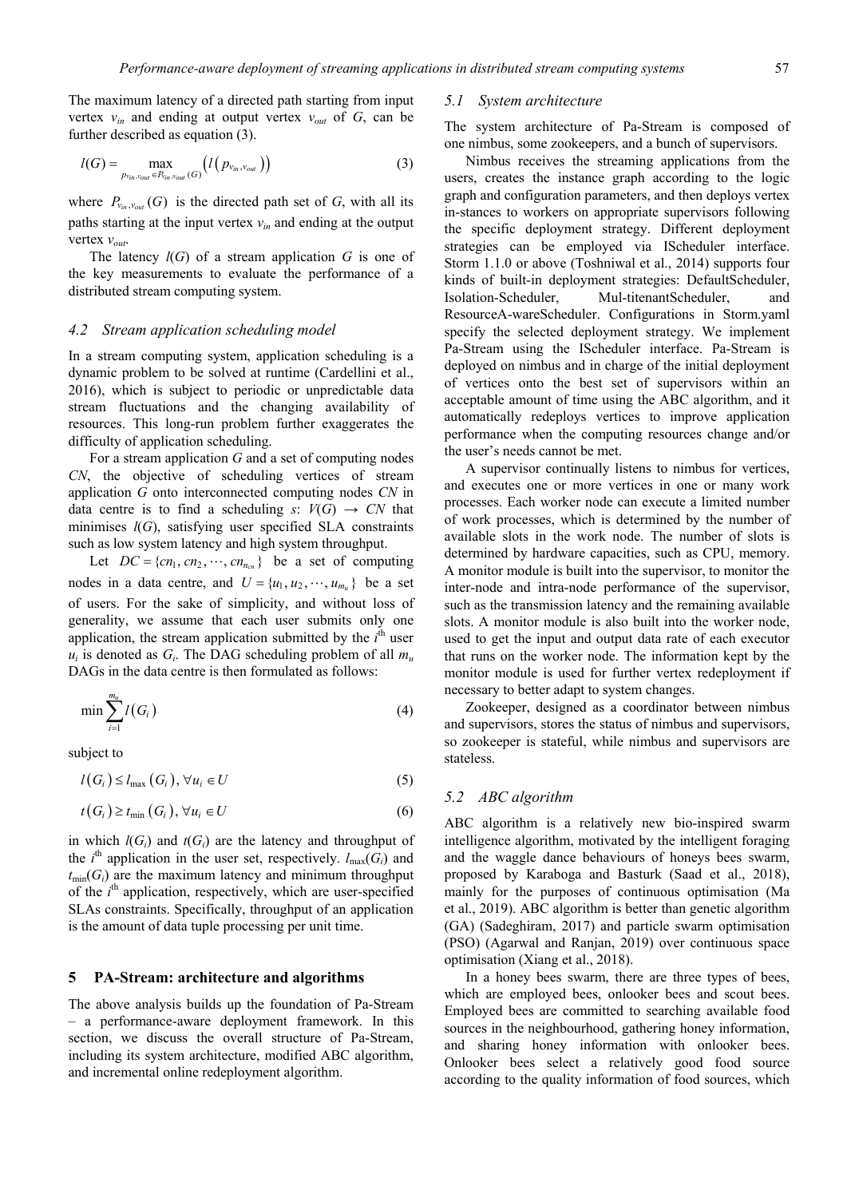The maximum latency of a directed path starting from input vertex $v_{in}$ and ending at output vertex $v_{out}$ of $G$, can be further described as equation (3).

$$l(G) = \max_{p_{v_{in},v_{out}} \in P_{v_{in},v_{out}}(G)} \left( l\left( p_{v_{in},v_{out}} \right) \right) \tag{3}$$

where $P_{v_{in},v_{out}}(G)$ is the directed path set of $G$, with all its paths starting at the input vertex $v_{in}$ and ending at the output vertex $v_{out}$.

The latency $l(G)$ of a stream application $G$ is one of the key measurements to evaluate the performance of a distributed stream computing system.

### 4.2 Stream application scheduling model

In a stream computing system, application scheduling is a dynamic problem to be solved at runtime (Cardellini et al., 2016), which is subject to periodic or unpredictable data stream fluctuations and the changing availability of resources. This long-run problem further exaggerates the difficulty of application scheduling.

For a stream application $G$ and a set of computing nodes $CN$, the objective of scheduling vertices of stream application $G$ onto interconnected computing nodes $CN$ in data centre is to find a scheduling $s$: $V(G) \rightarrow CN$ that minimises $l(G)$, satisfying user specified SLA constraints such as low system latency and high system throughput.

Let $DC = \{cn_1, cn_2, \cdots, cn_{n_{cn}}\}$ be a set of computing nodes in a data centre, and $U = \{u_1, u_2, \cdots, u_{m_u}\}$ be a set of users. For the sake of simplicity, and without loss of generality, we assume that each user submits only one application, the stream application submitted by the $i^{th}$ user $u_i$ is denoted as $G_i$. The DAG scheduling problem of all $m_u$ DAGs in the data centre is then formulated as follows:

$$\min \sum_{i=1}^{m_u} l(G_i) \tag{4}$$

subject to

$$l(G_i) \le l_{\max}(G_i), \forall u_i \in U \tag{5}$$

$$t(G_i) \ge t_{\min}(G_i), \forall u_i \in U \tag{6}$$

in which $l(G_i)$ and $t(G_i)$ are the latency and throughput of the $i^{th}$ application in the user set, respectively. $l_{\max}(G_i)$ and $t_{\min}(G_i)$ are the maximum latency and minimum throughput of the $i^{th}$ application, respectively, which are user-specified SLAs constraints. Specifically, throughput of an application is the amount of data tuple processing per unit time.

## 5 PA-Stream: architecture and algorithms

The above analysis builds up the foundation of Pa-Stream – a performance-aware deployment framework. In this section, we discuss the overall structure of Pa-Stream, including its system architecture, modified ABC algorithm, and incremental online redeployment algorithm.

### 5.1 System architecture

The system architecture of Pa-Stream is composed of one nimbus, some zookeepers, and a bunch of supervisors.

Nimbus receives the streaming applications from the users, creates the instance graph according to the logic graph and configuration parameters, and then deploys vertex in-stances to workers on appropriate supervisors following the specific deployment strategy. Different deployment strategies can be employed via IScheduler interface. Storm 1.1.0 or above (Toshniwal et al., 2014) supports four kinds of built-in deployment strategies: DefaultScheduler, Isolation-Scheduler, Mul-titenantScheduler, and ResourceA-wareScheduler. Configurations in Storm.yaml specify the selected deployment strategy. We implement Pa-Stream using the IScheduler interface. Pa-Stream is deployed on nimbus and in charge of the initial deployment of vertices onto the best set of supervisors within an acceptable amount of time using the ABC algorithm, and it automatically redeploys vertices to improve application performance when the computing resources change and/or the user's needs cannot be met.

A supervisor continually listens to nimbus for vertices, and executes one or more vertices in one or many work processes. Each worker node can execute a limited number of work processes, which is determined by the number of available slots in the work node. The number of slots is determined by hardware capacities, such as CPU, memory. A monitor module is built into the supervisor, to monitor the inter-node and intra-node performance of the supervisor, such as the transmission latency and the remaining available slots. A monitor module is also built into the worker node, used to get the input and output data rate of each executor that runs on the worker node. The information kept by the monitor module is used for further vertex redeployment if necessary to better adapt to system changes.

Zookeeper, designed as a coordinator between nimbus and supervisors, stores the status of nimbus and supervisors, so zookeeper is stateful, while nimbus and supervisors are stateless.

### 5.2 ABC algorithm

ABC algorithm is a relatively new bio-inspired swarm intelligence algorithm, motivated by the intelligent foraging and the waggle dance behaviours of honeys bees swarm, proposed by Karaboga and Basturk (Saad et al., 2018), mainly for the purposes of continuous optimisation (Ma et al., 2019). ABC algorithm is better than genetic algorithm (GA) (Sadeghiram, 2017) and particle swarm optimisation (PSO) (Agarwal and Ranjan, 2019) over continuous space optimisation (Xiang et al., 2018).

In a honey bees swarm, there are three types of bees, which are employed bees, onlooker bees and scout bees. Employed bees are committed to searching available food sources in the neighbourhood, gathering honey information, and sharing honey information with onlooker bees. Onlooker bees select a relatively good food source according to the quality information of food sources, which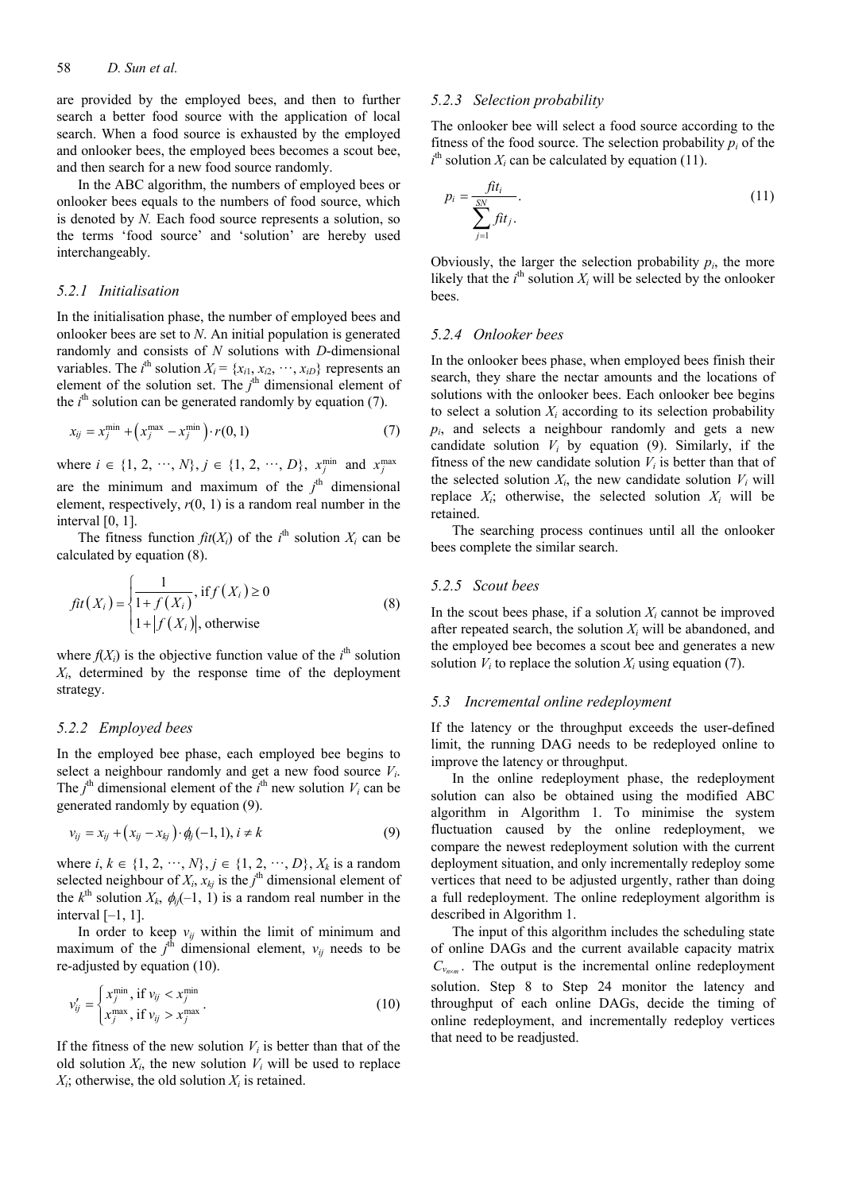are provided by the employed bees, and then to further search a better food source with the application of local search. When a food source is exhausted by the employed and onlooker bees, the employed bees becomes a scout bee, and then search for a new food source randomly.

In the ABC algorithm, the numbers of employed bees or onlooker bees equals to the numbers of food source, which is denoted by $N$. Each food source represents a solution, so the terms 'food source' and 'solution' are hereby used interchangeably.

### 5.2.1 Initialisation

In the initialisation phase, the number of employed bees and onlooker bees are set to $N$. An initial population is generated randomly and consists of $N$ solutions with $D$-dimensional variables. The $i^{\text{th}}$ solution $X_i = \{x_{i1}, x_{i2}, \cdots, x_{iD}\}$ represents an element of the solution set. The $j^{\text{th}}$ dimensional element of the $i^{\text{th}}$ solution can be generated randomly by equation (7).

$$x_{ij} = x_j^{\min} + \left(x_j^{\max} - x_j^{\min}\right) \cdot r(0,1) \tag{7}$$

where $i \in \{1, 2, \cdots, N\}$, $j \in \{1, 2, \cdots, D\}$, $x_j^{\min}$ and $x_j^{\max}$ are the minimum and maximum of the $j^{\text{th}}$ dimensional element, respectively, $r(0, 1)$ is a random real number in the interval [0, 1].

The fitness function $fit(X_i)$ of the $i^{\text{th}}$ solution $X_i$ can be calculated by equation (8).

$$fit\left(X_i\right) = \begin{cases} \dfrac{1}{1 + f\left(X_i\right)}, \text{ if } f\left(X_i\right) \geq 0 \\ 1 + \left|f\left(X_i\right)\right|, \text{ otherwise} \end{cases} \tag{8}$$

where $f(X_i)$ is the objective function value of the $i^{\text{th}}$ solution $X_i$, determined by the response time of the deployment strategy.

### 5.2.2 Employed bees

In the employed bee phase, each employed bee begins to select a neighbour randomly and get a new food source $V_i$. The $j^{\text{th}}$ dimensional element of the $i^{\text{th}}$ new solution $V_i$ can be generated randomly by equation (9).

$$v_{ij} = x_{ij} + \left(x_{ij} - x_{kj}\right) \cdot \phi_{ij}(-1, 1), i \neq k \tag{9}$$

where $i, k \in \{1, 2, \cdots, N\}$, $j \in \{1, 2, \cdots, D\}$, $X_k$ is a random selected neighbour of $X_i$, $x_{kj}$ is the $j^{\text{th}}$ dimensional element of the $k^{\text{th}}$ solution $X_k$, $\phi_{ij}(-1, 1)$ is a random real number in the interval [–1, 1].

In order to keep $v_{ij}$ within the limit of minimum and maximum of the $j^{\text{th}}$ dimensional element, $v_{ij}$ needs to be re-adjusted by equation (10).

$$v'_{ij} = \begin{cases} x_j^{\min}, \text{ if } v_{ij} < x_j^{\min} \\ x_j^{\max}, \text{ if } v_{ij} > x_j^{\max} \end{cases}. \tag{10}$$

If the fitness of the new solution $V_i$ is better than that of the old solution $X_i$, the new solution $V_i$ will be used to replace $X_i$; otherwise, the old solution $X_i$ is retained.

### 5.2.3 Selection probability

The onlooker bee will select a food source according to the fitness of the food source. The selection probability $p_i$ of the $i^{\text{th}}$ solution $X_i$ can be calculated by equation (11).

$$p_i = \frac{fit_i}{\sum_{j=1}^{SN} fit_j}. \tag{11}$$

Obviously, the larger the selection probability $p_i$, the more likely that the $i^{\text{th}}$ solution $X_i$ will be selected by the onlooker bees.

### 5.2.4 Onlooker bees

In the onlooker bees phase, when employed bees finish their search, they share the nectar amounts and the locations of solutions with the onlooker bees. Each onlooker bee begins to select a solution $X_i$ according to its selection probability $p_i$, and selects a neighbour randomly and gets a new candidate solution $V_i$ by equation (9). Similarly, if the fitness of the new candidate solution $V_i$ is better than that of the selected solution $X_i$, the new candidate solution $V_i$ will replace $X_i$; otherwise, the selected solution $X_i$ will be retained.

The searching process continues until all the onlooker bees complete the similar search.

### 5.2.5 Scout bees

In the scout bees phase, if a solution $X_i$ cannot be improved after repeated search, the solution $X_i$ will be abandoned, and the employed bee becomes a scout bee and generates a new solution $V_i$ to replace the solution $X_i$ using equation (7).

## 5.3 Incremental online redeployment

If the latency or the throughput exceeds the user-defined limit, the running DAG needs to be redeployed online to improve the latency or throughput.

In the online redeployment phase, the redeployment solution can also be obtained using the modified ABC algorithm in Algorithm 1. To minimise the system fluctuation caused by the online redeployment, we compare the newest redeployment solution with the current deployment situation, and only incrementally redeploy some vertices that need to be adjusted urgently, rather than doing a full redeployment. The online redeployment algorithm is described in Algorithm 1.

The input of this algorithm includes the scheduling state of online DAGs and the current available capacity matrix $C_{v_{n \times m}}$. The output is the incremental online redeployment solution. Step 8 to Step 24 monitor the latency and throughput of each online DAGs, decide the timing of online redeployment, and incrementally redeploy vertices that need to be readjusted.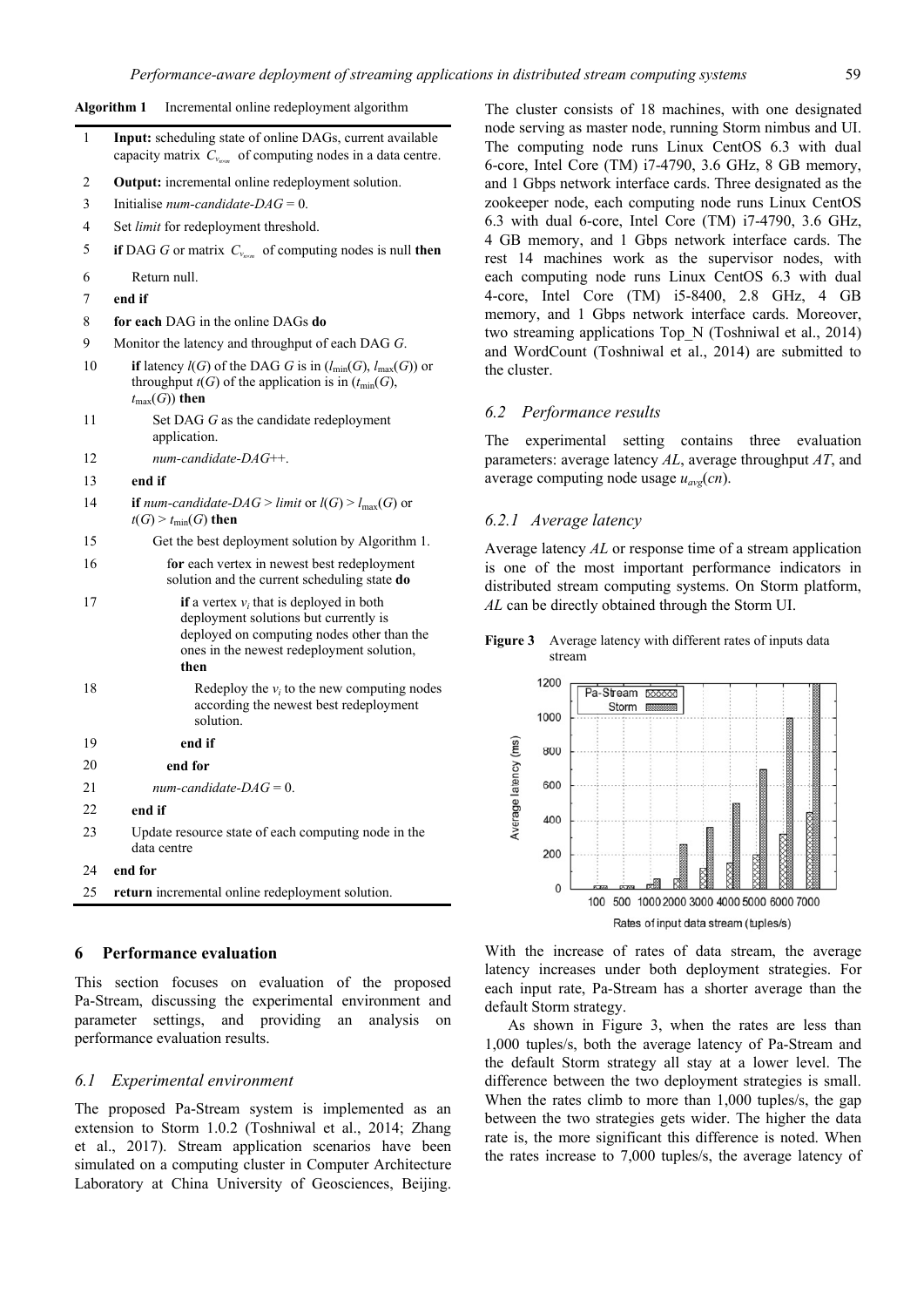**Algorithm 1** Incremental online redeployment algorithm

```
1   Input: scheduling state of online DAGs, current available
    capacity matrix C_{v_{m×n}} of computing nodes in a data centre.
2   Output: incremental online redeployment solution.
3   Initialise num-candidate-DAG = 0.
4   Set limit for redeployment threshold.
5   if DAG G or matrix C_{v_{m×n}} of computing nodes is null then
6       Return null.
7   end if
8   for each DAG in the online DAGs do
9   Monitor the latency and throughput of each DAG G.
10      if latency l(G) of the DAG G is in (l_min(G), l_max(G)) or
        throughput t(G) of the application is in (t_min(G),
        t_max(G)) then
11          Set DAG G as the candidate redeployment
            application.
12          num-candidate-DAG++.
13      end if
14      if num-candidate-DAG > limit or l(G) > l_max(G) or
        t(G) > t_min(G) then
15          Get the best deployment solution by Algorithm 1.
16          for each vertex in newest best redeployment
            solution and the current scheduling state do
17              if a vertex v_i that is deployed in both
                deployment solutions but currently is
                deployed on computing nodes other than the
                ones in the newest redeployment solution,
                then
18                  Redeploy the v_i to the new computing nodes
                    according the newest best redeployment
                    solution.
19              end if
20          end for
21          num-candidate-DAG = 0.
22      end if
23      Update resource state of each computing node in the
        data centre
24  end for
25  return incremental online redeployment solution.
```

## 6 Performance evaluation

This section focuses on evaluation of the proposed Pa-Stream, discussing the experimental environment and parameter settings, and providing an analysis on performance evaluation results.

### 6.1 Experimental environment

The proposed Pa-Stream system is implemented as an extension to Storm 1.0.2 (Toshniwal et al., 2014; Zhang et al., 2017). Stream application scenarios have been simulated on a computing cluster in Computer Architecture Laboratory at China University of Geosciences, Beijing. The cluster consists of 18 machines, with one designated node serving as master node, running Storm nimbus and UI. The computing node runs Linux CentOS 6.3 with dual 6-core, Intel Core (TM) i7-4790, 3.6 GHz, 8 GB memory, and 1 Gbps network interface cards. Three designated as the zookeeper node, each computing node runs Linux CentOS 6.3 with dual 6-core, Intel Core (TM) i7-4790, 3.6 GHz, 4 GB memory, and 1 Gbps network interface cards. The rest 14 machines work as the supervisor nodes, with each computing node runs Linux CentOS 6.3 with dual 4-core, Intel Core (TM) i5-8400, 2.8 GHz, 4 GB memory, and 1 Gbps network interface cards. Moreover, two streaming applications Top_N (Toshniwal et al., 2014) and WordCount (Toshniwal et al., 2014) are submitted to the cluster.

### 6.2 Performance results

The experimental setting contains three evaluation parameters: average latency *AL*, average throughput *AT*, and average computing node usage $u_{avg}(cn)$.

#### 6.2.1 Average latency

Average latency *AL* or response time of a stream application is one of the most important performance indicators in distributed stream computing systems. On Storm platform, *AL* can be directly obtained through the Storm UI.

**Figure 3** Average latency with different rates of inputs data stream

With the increase of rates of data stream, the average latency increases under both deployment strategies. For each input rate, Pa-Stream has a shorter average than the default Storm strategy.

As shown in Figure 3, when the rates are less than 1,000 tuples/s, both the average latency of Pa-Stream and the default Storm strategy all stay at a lower level. The difference between the two deployment strategies is small. When the rates climb to more than 1,000 tuples/s, the gap between the two strategies gets wider. The higher the data rate is, the more significant this difference is noted. When the rates increase to 7,000 tuples/s, the average latency of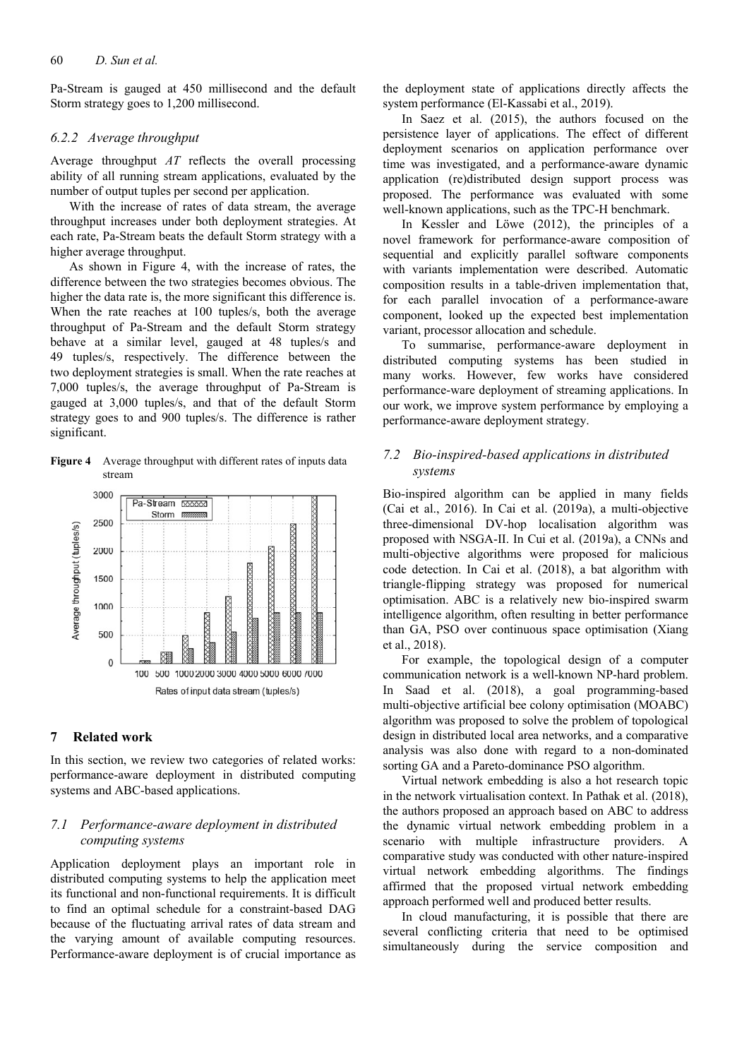Pa-Stream is gauged at 450 millisecond and the default Storm strategy goes to 1,200 millisecond.

### 6.2.2 Average throughput

Average throughput *AT* reflects the overall processing ability of all running stream applications, evaluated by the number of output tuples per second per application.

With the increase of rates of data stream, the average throughput increases under both deployment strategies. At each rate, Pa-Stream beats the default Storm strategy with a higher average throughput.

As shown in Figure 4, with the increase of rates, the difference between the two strategies becomes obvious. The higher the data rate is, the more significant this difference is. When the rate reaches at 100 tuples/s, both the average throughput of Pa-Stream and the default Storm strategy behave at a similar level, gauged at 48 tuples/s and 49 tuples/s, respectively. The difference between the two deployment strategies is small. When the rate reaches at 7,000 tuples/s, the average throughput of Pa-Stream is gauged at 3,000 tuples/s, and that of the default Storm strategy goes to and 900 tuples/s. The difference is rather significant.

**Figure 4** Average throughput with different rates of inputs data stream

## 7 Related work

In this section, we review two categories of related works: performance-aware deployment in distributed computing systems and ABC-based applications.

### 7.1 Performance-aware deployment in distributed computing systems

Application deployment plays an important role in distributed computing systems to help the application meet its functional and non-functional requirements. It is difficult to find an optimal schedule for a constraint-based DAG because of the fluctuating arrival rates of data stream and the varying amount of available computing resources. Performance-aware deployment is of crucial importance as the deployment state of applications directly affects the system performance (El-Kassabi et al., 2019).

In Saez et al. (2015), the authors focused on the persistence layer of applications. The effect of different deployment scenarios on application performance over time was investigated, and a performance-aware dynamic application (re)distributed design support process was proposed. The performance was evaluated with some well-known applications, such as the TPC-H benchmark.

In Kessler and Löwe (2012), the principles of a novel framework for performance-aware composition of sequential and explicitly parallel software components with variants implementation were described. Automatic composition results in a table-driven implementation that, for each parallel invocation of a performance-aware component, looked up the expected best implementation variant, processor allocation and schedule.

To summarise, performance-aware deployment in distributed computing systems has been studied in many works. However, few works have considered performance-ware deployment of streaming applications. In our work, we improve system performance by employing a performance-aware deployment strategy.

### 7.2 Bio-inspired-based applications in distributed systems

Bio-inspired algorithm can be applied in many fields (Cai et al., 2016). In Cai et al. (2019a), a multi-objective three-dimensional DV-hop localisation algorithm was proposed with NSGA-II. In Cui et al. (2019a), a CNNs and multi-objective algorithms were proposed for malicious code detection. In Cai et al. (2018), a bat algorithm with triangle-flipping strategy was proposed for numerical optimisation. ABC is a relatively new bio-inspired swarm intelligence algorithm, often resulting in better performance than GA, PSO over continuous space optimisation (Xiang et al., 2018).

For example, the topological design of a computer communication network is a well-known NP-hard problem. In Saad et al. (2018), a goal programming-based multi-objective artificial bee colony optimisation (MOABC) algorithm was proposed to solve the problem of topological design in distributed local area networks, and a comparative analysis was also done with regard to a non-dominated sorting GA and a Pareto-dominance PSO algorithm.

Virtual network embedding is also a hot research topic in the network virtualisation context. In Pathak et al. (2018), the authors proposed an approach based on ABC to address the dynamic virtual network embedding problem in a scenario with multiple infrastructure providers. A comparative study was conducted with other nature-inspired virtual network embedding algorithms. The findings affirmed that the proposed virtual network embedding approach performed well and produced better results.

In cloud manufacturing, it is possible that there are several conflicting criteria that need to be optimised simultaneously during the service composition and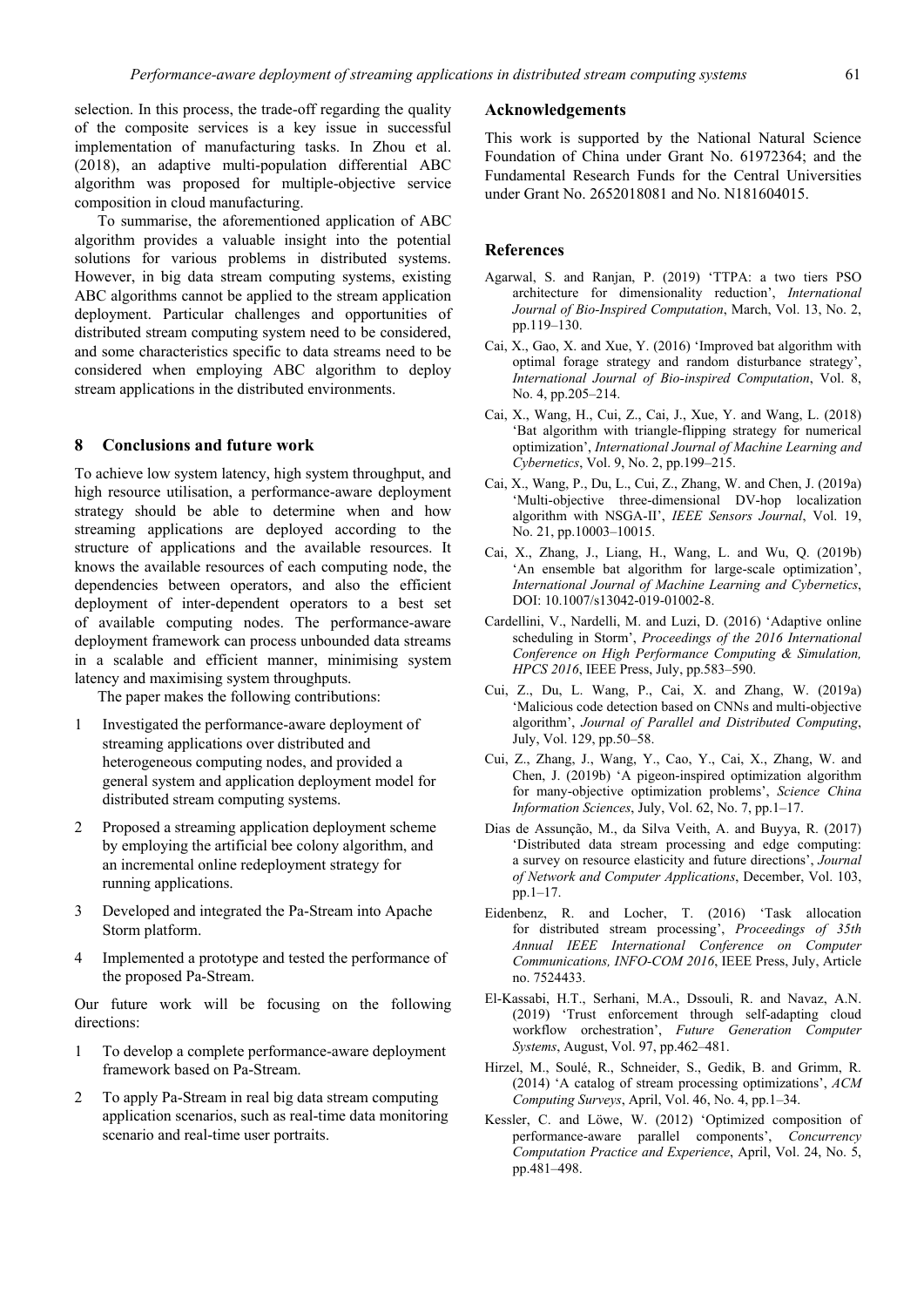selection. In this process, the trade-off regarding the quality of the composite services is a key issue in successful implementation of manufacturing tasks. In Zhou et al. (2018), an adaptive multi-population differential ABC algorithm was proposed for multiple-objective service composition in cloud manufacturing.

To summarise, the aforementioned application of ABC algorithm provides a valuable insight into the potential solutions for various problems in distributed systems. However, in big data stream computing systems, existing ABC algorithms cannot be applied to the stream application deployment. Particular challenges and opportunities of distributed stream computing system need to be considered, and some characteristics specific to data streams need to be considered when employing ABC algorithm to deploy stream applications in the distributed environments.

## 8 Conclusions and future work

To achieve low system latency, high system throughput, and high resource utilisation, a performance-aware deployment strategy should be able to determine when and how streaming applications are deployed according to the structure of applications and the available resources. It knows the available resources of each computing node, the dependencies between operators, and also the efficient deployment of inter-dependent operators to a best set of available computing nodes. The performance-aware deployment framework can process unbounded data streams in a scalable and efficient manner, minimising system latency and maximising system throughputs.

The paper makes the following contributions:

1. Investigated the performance-aware deployment of streaming applications over distributed and heterogeneous computing nodes, and provided a general system and application deployment model for distributed stream computing systems.
2. Proposed a streaming application deployment scheme by employing the artificial bee colony algorithm, and an incremental online redeployment strategy for running applications.
3. Developed and integrated the Pa-Stream into Apache Storm platform.
4. Implemented a prototype and tested the performance of the proposed Pa-Stream.

Our future work will be focusing on the following directions:

1. To develop a complete performance-aware deployment framework based on Pa-Stream.
2. To apply Pa-Stream in real big data stream computing application scenarios, such as real-time data monitoring scenario and real-time user portraits.

## Acknowledgements

This work is supported by the National Natural Science Foundation of China under Grant No. 61972364; and the Fundamental Research Funds for the Central Universities under Grant No. 2652018081 and No. N181604015.

## References

Agarwal, S. and Ranjan, P. (2019) 'TTPA: a two tiers PSO architecture for dimensionality reduction', *International Journal of Bio-Inspired Computation*, March, Vol. 13, No. 2, pp.119–130.

Cai, X., Gao, X. and Xue, Y. (2016) 'Improved bat algorithm with optimal forage strategy and random disturbance strategy', *International Journal of Bio-inspired Computation*, Vol. 8, No. 4, pp.205–214.

Cai, X., Wang, H., Cui, Z., Cai, J., Xue, Y. and Wang, L. (2018) 'Bat algorithm with triangle-flipping strategy for numerical optimization', *International Journal of Machine Learning and Cybernetics*, Vol. 9, No. 2, pp.199–215.

Cai, X., Wang, P., Du, L., Cui, Z., Zhang, W. and Chen, J. (2019a) 'Multi-objective three-dimensional DV-hop localization algorithm with NSGA-II', *IEEE Sensors Journal*, Vol. 19, No. 21, pp.10003–10015.

Cai, X., Zhang, J., Liang, H., Wang, L. and Wu, Q. (2019b) 'An ensemble bat algorithm for large-scale optimization', *International Journal of Machine Learning and Cybernetics*, DOI: 10.1007/s13042-019-01002-8.

Cardellini, V., Nardelli, M. and Luzi, D. (2016) 'Adaptive online scheduling in Storm', *Proceedings of the 2016 International Conference on High Performance Computing & Simulation, HPCS 2016*, IEEE Press, July, pp.583–590.

Cui, Z., Du, L. Wang, P., Cai, X. and Zhang, W. (2019a) 'Malicious code detection based on CNNs and multi-objective algorithm', *Journal of Parallel and Distributed Computing*, July, Vol. 129, pp.50–58.

Cui, Z., Zhang, J., Wang, Y., Cao, Y., Cai, X., Zhang, W. and Chen, J. (2019b) 'A pigeon-inspired optimization algorithm for many-objective optimization problems', *Science China Information Sciences*, July, Vol. 62, No. 7, pp.1–17.

Dias de Assunção, M., da Silva Veith, A. and Buyya, R. (2017) 'Distributed data stream processing and edge computing: a survey on resource elasticity and future directions', *Journal of Network and Computer Applications*, December, Vol. 103, pp.1–17.

Eidenbenz, R. and Locher, T. (2016) 'Task allocation for distributed stream processing', *Proceedings of 35th Annual IEEE International Conference on Computer Communications, INFO-COM 2016*, IEEE Press, July, Article no. 7524433.

El-Kassabi, H.T., Serhani, M.A., Dssouli, R. and Navaz, A.N. (2019) 'Trust enforcement through self-adapting cloud workflow orchestration', *Future Generation Computer Systems*, August, Vol. 97, pp.462–481.

Hirzel, M., Soulé, R., Schneider, S., Gedik, B. and Grimm, R. (2014) 'A catalog of stream processing optimizations', *ACM Computing Surveys*, April, Vol. 46, No. 4, pp.1–34.

Kessler, C. and Löwe, W. (2012) 'Optimized composition of performance-aware parallel components', *Concurrency Computation Practice and Experience*, April, Vol. 24, No. 5, pp.481–498.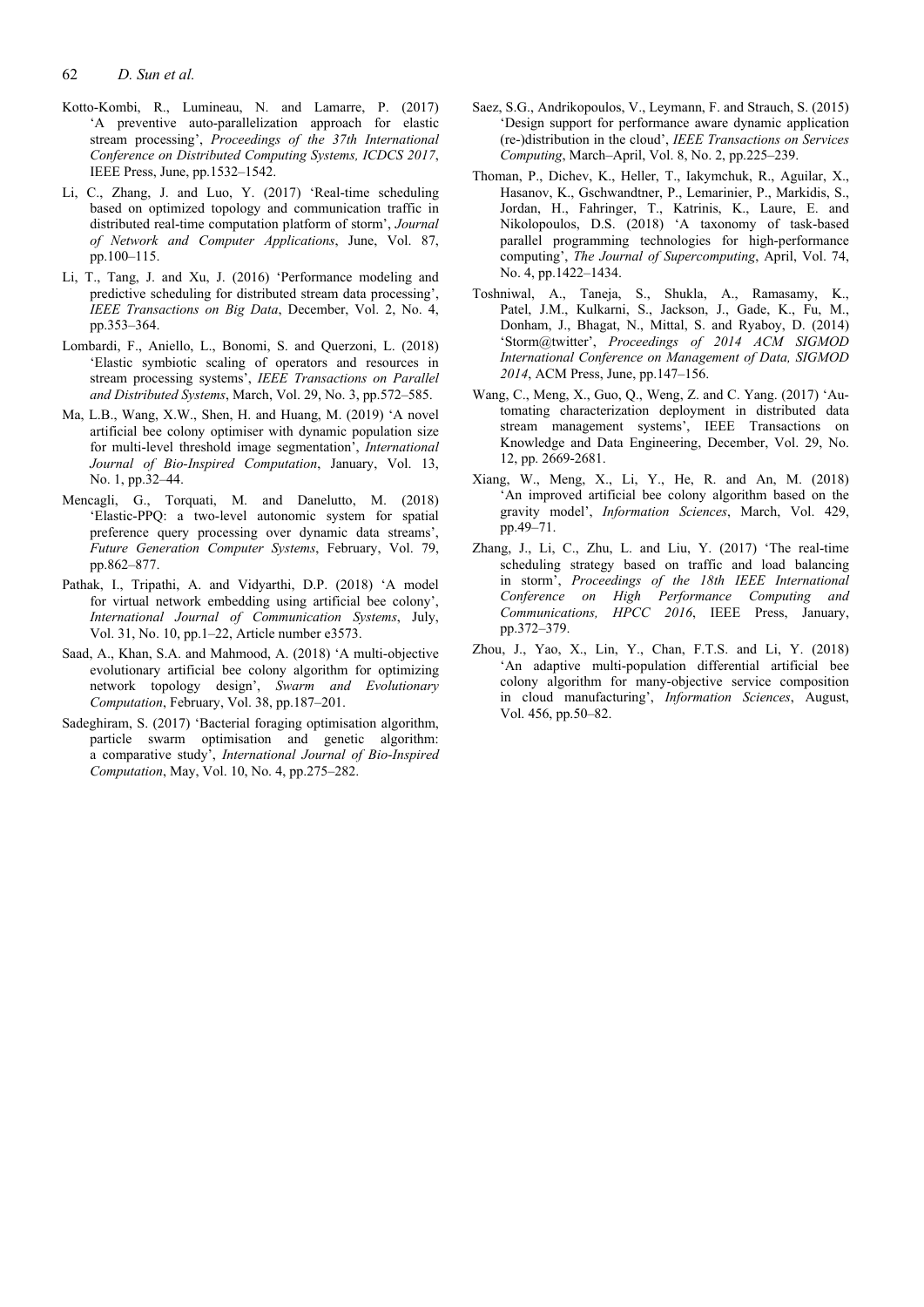Kotto-Kombi, R., Lumineau, N. and Lamarre, P. (2017) 'A preventive auto-parallelization approach for elastic stream processing', *Proceedings of the 37th International Conference on Distributed Computing Systems, ICDCS 2017*, IEEE Press, June, pp.1532–1542.

Li, C., Zhang, J. and Luo, Y. (2017) 'Real-time scheduling based on optimized topology and communication traffic in distributed real-time computation platform of storm', *Journal of Network and Computer Applications*, June, Vol. 87, pp.100–115.

Li, T., Tang, J. and Xu, J. (2016) 'Performance modeling and predictive scheduling for distributed stream data processing', *IEEE Transactions on Big Data*, December, Vol. 2, No. 4, pp.353–364.

Lombardi, F., Aniello, L., Bonomi, S. and Querzoni, L. (2018) 'Elastic symbiotic scaling of operators and resources in stream processing systems', *IEEE Transactions on Parallel and Distributed Systems*, March, Vol. 29, No. 3, pp.572–585.

Ma, L.B., Wang, X.W., Shen, H. and Huang, M. (2019) 'A novel artificial bee colony optimiser with dynamic population size for multi-level threshold image segmentation', *International Journal of Bio-Inspired Computation*, January, Vol. 13, No. 1, pp.32–44.

Mencagli, G., Torquati, M. and Danelutto, M. (2018) 'Elastic-PPQ: a two-level autonomic system for spatial preference query processing over dynamic data streams', *Future Generation Computer Systems*, February, Vol. 79, pp.862–877.

Pathak, I., Tripathi, A. and Vidyarthi, D.P. (2018) 'A model for virtual network embedding using artificial bee colony', *International Journal of Communication Systems*, July, Vol. 31, No. 10, pp.1–22, Article number e3573.

Saad, A., Khan, S.A. and Mahmood, A. (2018) 'A multi-objective evolutionary artificial bee colony algorithm for optimizing network topology design', *Swarm and Evolutionary Computation*, February, Vol. 38, pp.187–201.

Sadeghiram, S. (2017) 'Bacterial foraging optimisation algorithm, particle swarm optimisation and genetic algorithm: a comparative study', *International Journal of Bio-Inspired Computation*, May, Vol. 10, No. 4, pp.275–282.

Saez, S.G., Andrikopoulos, V., Leymann, F. and Strauch, S. (2015) 'Design support for performance aware dynamic application (re-)distribution in the cloud', *IEEE Transactions on Services Computing*, March–April, Vol. 8, No. 2, pp.225–239.

Thoman, P., Dichev, K., Heller, T., Iakymchuk, R., Aguilar, X., Hasanov, K., Gschwandtner, P., Lemarinier, P., Markidis, S., Jordan, H., Fahringer, T., Katrinis, K., Laure, E. and Nikolopoulos, D.S. (2018) 'A taxonomy of task-based parallel programming technologies for high-performance computing', *The Journal of Supercomputing*, April, Vol. 74, No. 4, pp.1422–1434.

Toshniwal, A., Taneja, S., Shukla, A., Ramasamy, K., Patel, J.M., Kulkarni, S., Jackson, J., Gade, K., Fu, M., Donham, J., Bhagat, N., Mittal, S. and Ryaboy, D. (2014) 'Storm@twitter', *Proceedings of 2014 ACM SIGMOD International Conference on Management of Data, SIGMOD 2014*, ACM Press, June, pp.147–156.

Wang, C., Meng, X., Guo, Q., Weng, Z. and C. Yang. (2017) 'Automating characterization deployment in distributed data stream management systems', IEEE Transactions on Knowledge and Data Engineering, December, Vol. 29, No. 12, pp. 2669-2681.

Xiang, W., Meng, X., Li, Y., He, R. and An, M. (2018) 'An improved artificial bee colony algorithm based on the gravity model', *Information Sciences*, March, Vol. 429, pp.49–71.

Zhang, J., Li, C., Zhu, L. and Liu, Y. (2017) 'The real-time scheduling strategy based on traffic and load balancing in storm', *Proceedings of the 18th IEEE International Conference on High Performance Computing and Communications, HPCC 2016*, IEEE Press, January, pp.372–379.

Zhou, J., Yao, X., Lin, Y., Chan, F.T.S. and Li, Y. (2018) 'An adaptive multi-population differential artificial bee colony algorithm for many-objective service composition in cloud manufacturing', *Information Sciences*, August, Vol. 456, pp.50–82.